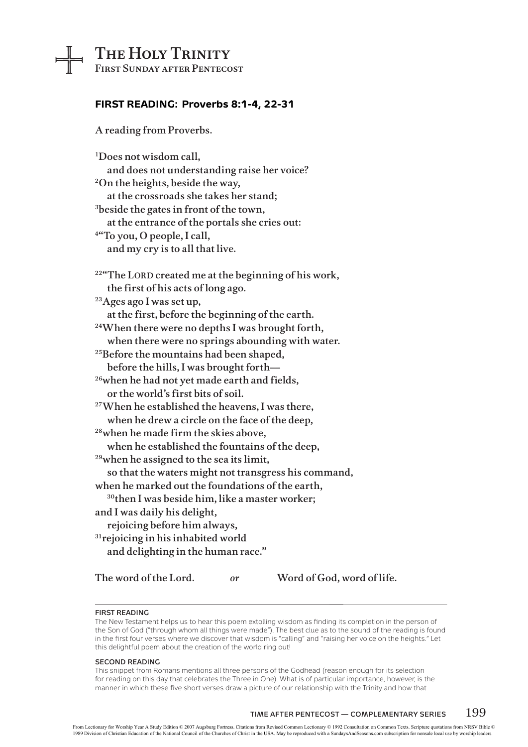# The Holy Trinity

First Sunday after Pentecost

## FIRST READING: Proverbs 8:1-4, 22-31

**A reading from Proverbs.**

**[1]Does not wisdom call,**
**and does not understanding raise her voice?**
**[2]On the heights, beside the way,**
**at the crossroads she takes her stand;**
**[3]beside the gates in front of the town,**
**at the entrance of the portals she cries out:**
**[4]"To you, O people, I call,**
**and my cry is to all that live.**

**[22]"The LORD created me at the beginning of his work,**
**the first of his acts of long ago.**
**[23]Ages ago I was set up,**
**at the first, before the beginning of the earth.**
**[24]When there were no depths I was brought forth,**
**when there were no springs abounding with water.**
**[25]Before the mountains had been shaped,**
**before the hills, I was brought forth—**
**[26]when he had not yet made earth and fields,**
**or the world's first bits of soil.**
**[27]When he established the heavens, I was there,**
**when he drew a circle on the face of the deep,**
**[28]when he made firm the skies above,**
**when he established the fountains of the deep,**
**[29]when he assigned to the sea its limit,**
**so that the waters might not transgress his command,**
**when he marked out the foundations of the earth,**
**[30]then I was beside him, like a master worker;**
**and I was daily his delight,**
**rejoicing before him always,**
**[31]rejoicing in his inhabited world**
**and delighting in the human race."**

**The word of the Lord.** *or* **Word of God, word of life.**

---

**FIRST READING**

The New Testament helps us to hear this poem extolling wisdom as finding its completion in the person of the Son of God ("through whom all things were made"). The best clue as to the sound of the reading is found in the first four verses where we discover that wisdom is "calling" and "raising her voice on the heights." Let this delightful poem about the creation of the world ring out!

**SECOND READING**

This snippet from Romans mentions all three persons of the Godhead (reason enough for its selection for reading on this day that celebrates the Three in One). What is of particular importance, however, is the manner in which these five short verses draw a picture of our relationship with the Trinity and how that

From Lectionary for Worship Year A Study Edition © 2007 Augsburg Fortress. Citations from Revised Common Lectionary © 1992 Consultation on Common Texts. Scripture quotations from NRSV Bible © 1989 Division of Christian Education of the National Council of the Churches of Christ in the USA. May be reproduced with a SundaysAndSeasons.com subscription for nonsale local use by worship leaders.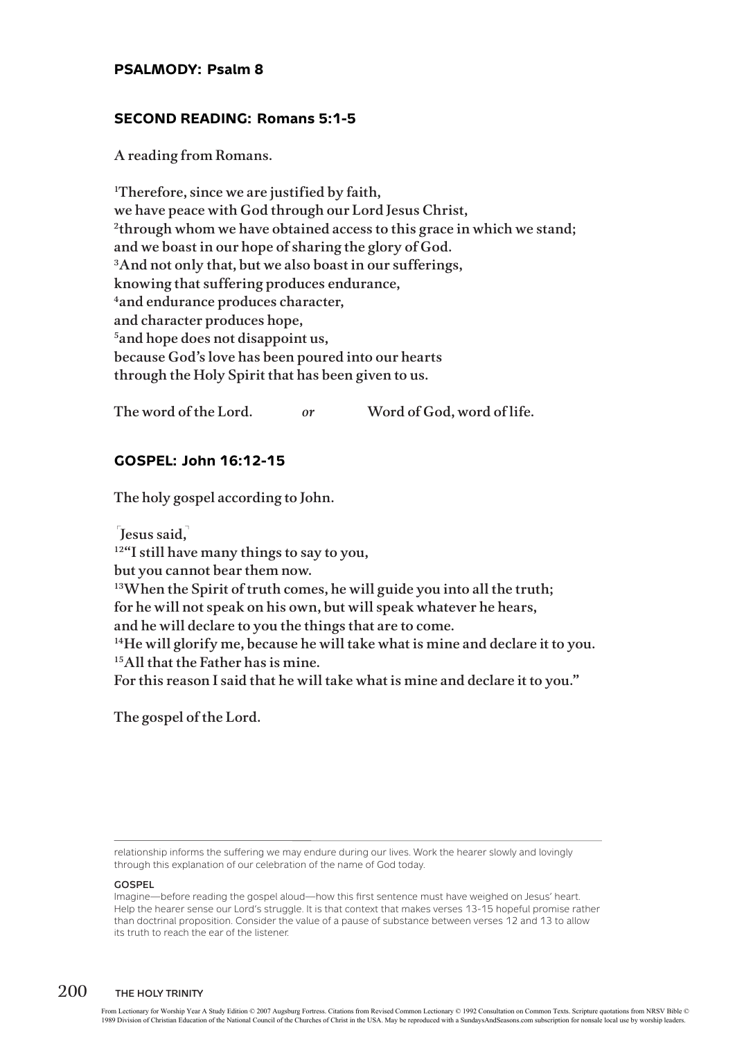#### PSALMODY: Psalm 8

#### SECOND READING: Romans 5:1-5

A reading from Romans.

[1]Therefore, since we are justified by faith,
we have peace with God through our Lord Jesus Christ,
[2]through whom we have obtained access to this grace in which we stand;
and we boast in our hope of sharing the glory of God.
[3]And not only that, but we also boast in our sufferings,
knowing that suffering produces endurance,
[4]and endurance produces character,
and character produces hope,
[5]and hope does not disappoint us,
because God's love has been poured into our hearts
through the Holy Spirit that has been given to us.

The word of the Lord. *or* Word of God, word of life.

#### GOSPEL: John 16:12-15

The holy gospel according to John.

⌜Jesus said,⌝
[12]"I still have many things to say to you,
but you cannot bear them now.
[13]When the Spirit of truth comes, he will guide you into all the truth;
for he will not speak on his own, but will speak whatever he hears,
and he will declare to you the things that are to come.
[14]He will glorify me, because he will take what is mine and declare it to you.
[15]All that the Father has is mine.
For this reason I said that he will take what is mine and declare it to you."

The gospel of the Lord.

---

relationship informs the suffering we may endure during our lives. Work the hearer slowly and lovingly through this explanation of our celebration of the name of God today.

GOSPEL

Imagine—before reading the gospel aloud—how this first sentence must have weighed on Jesus' heart. Help the hearer sense our Lord's struggle. It is that context that makes verses 13-15 hopeful promise rather than doctrinal proposition. Consider the value of a pause of substance between verses 12 and 13 to allow its truth to reach the ear of the listener.

From Lectionary for Worship Year A Study Edition © 2007 Augsburg Fortress. Citations from Revised Common Lectionary © 1992 Consultation on Common Texts. Scripture quotations from NRSV Bible © 1989 Division of Christian Education of the National Council of the Churches of Christ in the USA. May be reproduced with a SundaysAndSeasons.com subscription for nonsale local use by worship leaders.